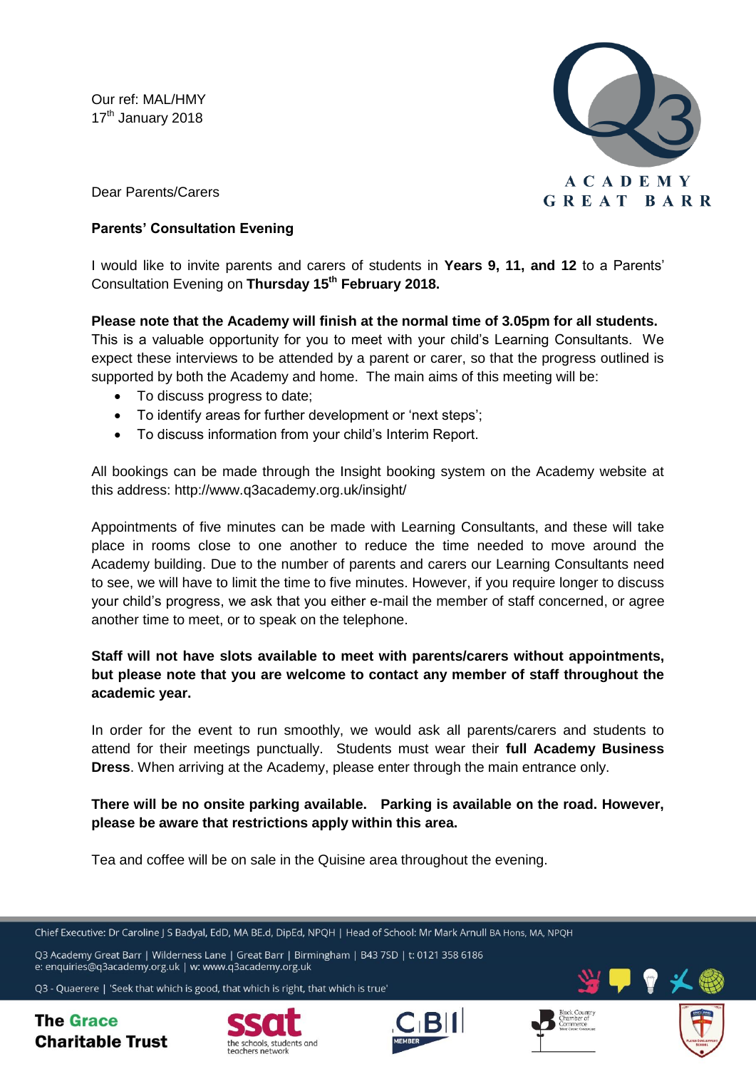Our ref: MAL/HMY
17th January 2018

ACADEMY GREAT BARR

Dear Parents/Carers

**Parents' Consultation Evening**

I would like to invite parents and carers of students in **Years 9, 11, and 12** to a Parents' Consultation Evening on **Thursday 15th February 2018.**

**Please note that the Academy will finish at the normal time of 3.05pm for all students.** This is a valuable opportunity for you to meet with your child's Learning Consultants. We expect these interviews to be attended by a parent or carer, so that the progress outlined is supported by both the Academy and home. The main aims of this meeting will be:

- To discuss progress to date;
- To identify areas for further development or 'next steps';
- To discuss information from your child's Interim Report.

All bookings can be made through the Insight booking system on the Academy website at this address: http://www.q3academy.org.uk/insight/

Appointments of five minutes can be made with Learning Consultants, and these will take place in rooms close to one another to reduce the time needed to move around the Academy building. Due to the number of parents and carers our Learning Consultants need to see, we will have to limit the time to five minutes. However, if you require longer to discuss your child's progress, we ask that you either e-mail the member of staff concerned, or agree another time to meet, or to speak on the telephone.

**Staff will not have slots available to meet with parents/carers without appointments, but please note that you are welcome to contact any member of staff throughout the academic year.**

In order for the event to run smoothly, we would ask all parents/carers and students to attend for their meetings punctually. Students must wear their **full Academy Business Dress**. When arriving at the Academy, please enter through the main entrance only.

**There will be no onsite parking available. Parking is available on the road. However, please be aware that restrictions apply within this area.**

Tea and coffee will be on sale in the Quisine area throughout the evening.

Chief Executive: Dr Caroline J S Badyal, EdD, MA BE.d, DipEd, NPQH | Head of School: Mr Mark Arnull BA Hons, MA, NPQH

Q3 Academy Great Barr | Wilderness Lane | Great Barr | Birmingham | B43 7SD | t: 0121 358 6186
e: enquiries@q3academy.org.uk | w: www.q3academy.org.uk

Q3 - Quaerere | 'Seek that which is good, that which is right, that which is true'

The Grace Charitable Trust | ssat the schools, students and teachers network | CBI MEMBER | Black Country Chamber of Commerce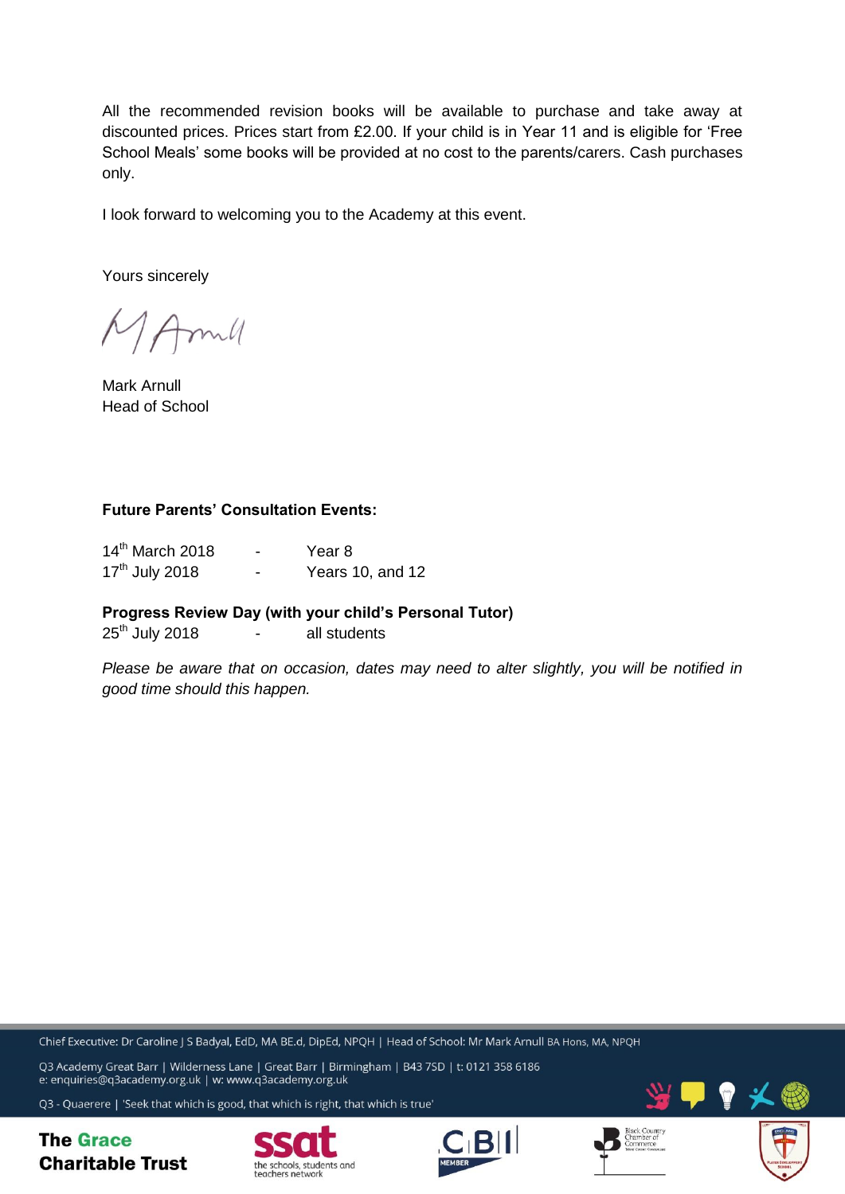All the recommended revision books will be available to purchase and take away at discounted prices. Prices start from £2.00. If your child is in Year 11 and is eligible for 'Free School Meals' some books will be provided at no cost to the parents/carers. Cash purchases only.

I look forward to welcoming you to the Academy at this event.

Yours sincerely

Mark Arnull
Head of School

**Future Parents' Consultation Events:**

| | | |
|---|---|---|
| 14th March 2018 | - | Year 8 |
| 17th July 2018 | - | Years 10, and 12 |

**Progress Review Day (with your child's Personal Tutor)**

| | | |
|---|---|---|
| 25th July 2018 | - | all students |

*Please be aware that on occasion, dates may need to alter slightly, you will be notified in good time should this happen.*

Chief Executive: Dr Caroline J S Badyal, EdD, MA BE.d, DipEd, NPQH | Head of School: Mr Mark Arnull BA Hons, MA, NPQH

Q3 Academy Great Barr | Wilderness Lane | Great Barr | Birmingham | B43 7SD | t: 0121 358 6186
e: enquiries@q3academy.org.uk | w: www.q3academy.org.uk

Q3 - Quaerere | 'Seek that which is good, that which is right, that which is true'

The Grace Charitable Trust